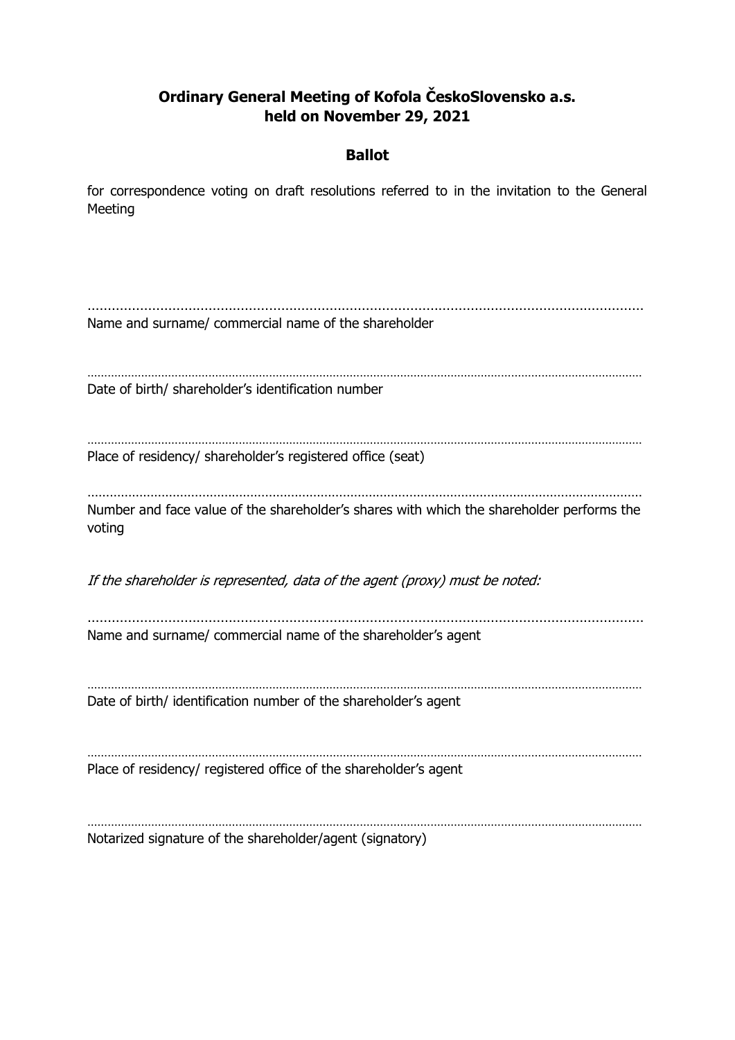# Ordinary General Meeting of Kofola ČeskoSlovensko a.s. held on November 29, 2021

## Ballot

for correspondence voting on draft resolutions referred to in the invitation to the General Meeting

…………………………………………………………………………………………………………………………

Name and surname/ commercial name of the shareholder

…………………………………………………………………………………………………………………………

Date of birth/ shareholder's identification number

…………………………………………………………………………………………………………………………

Place of residency/ shareholder's registered office (seat)

…………………………………………………………………………………………………………………………

Number and face value of the shareholder's shares with which the shareholder performs the voting

*If the shareholder is represented, data of the agent (proxy) must be noted:*

…………………………………………………………………………………………………………………………

Name and surname/ commercial name of the shareholder's agent

…………………………………………………………………………………………………………………………

Date of birth/ identification number of the shareholder's agent

…………………………………………………………………………………………………………………………

Place of residency/ registered office of the shareholder's agent

…………………………………………………………………………………………………………………………

Notarized signature of the shareholder/agent (signatory)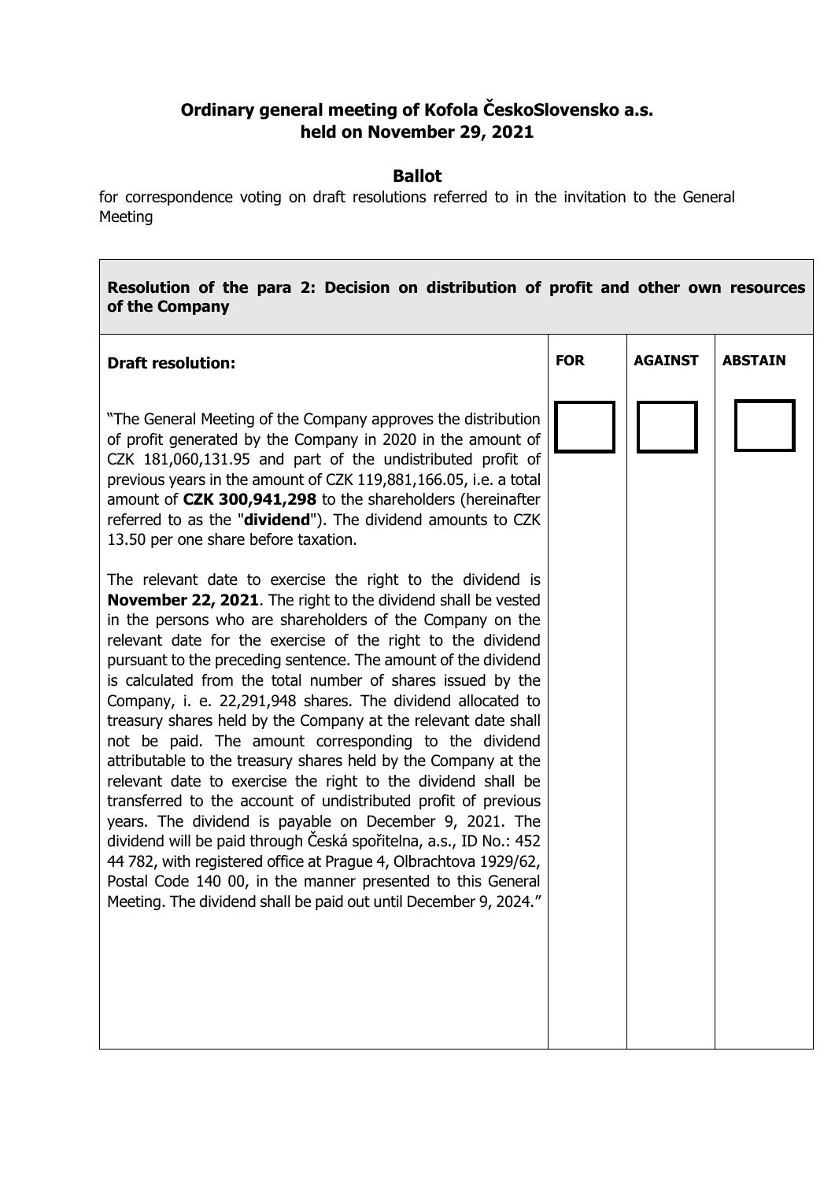**Ordinary general meeting of Kofola ČeskoSlovensko a.s.**
**held on November 29, 2021**

**Ballot**

for correspondence voting on draft resolutions referred to in the invitation to the General Meeting

| **Resolution of the para 2: Decision on distribution of profit and other own resources of the Company** | | | |
|---|---|---|---|
| **Draft resolution:** | **FOR** | **AGAINST** | **ABSTAIN** |
| "The General Meeting of the Company approves the distribution of profit generated by the Company in 2020 in the amount of CZK 181,060,131.95 and part of the undistributed profit of previous years in the amount of CZK 119,881,166.05, i.e. a total amount of **CZK 300,941,298** to the shareholders (hereinafter referred to as the "**dividend**"). The dividend amounts to CZK 13.50 per one share before taxation.<br><br>The relevant date to exercise the right to the dividend is **November 22, 2021**. The right to the dividend shall be vested in the persons who are shareholders of the Company on the relevant date for the exercise of the right to the dividend pursuant to the preceding sentence. The amount of the dividend is calculated from the total number of shares issued by the Company, i. e. 22,291,948 shares. The dividend allocated to treasury shares held by the Company at the relevant date shall not be paid. The amount corresponding to the dividend attributable to the treasury shares held by the Company at the relevant date to exercise the right to the dividend shall be transferred to the account of undistributed profit of previous years. The dividend is payable on December 9, 2021. The dividend will be paid through Česká spořitelna, a.s., ID No.: 452 44 782, with registered office at Prague 4, Olbrachtova 1929/62, Postal Code 140 00, in the manner presented to this General Meeting. The dividend shall be paid out until December 9, 2024." | ☐ | ☐ | ☐ |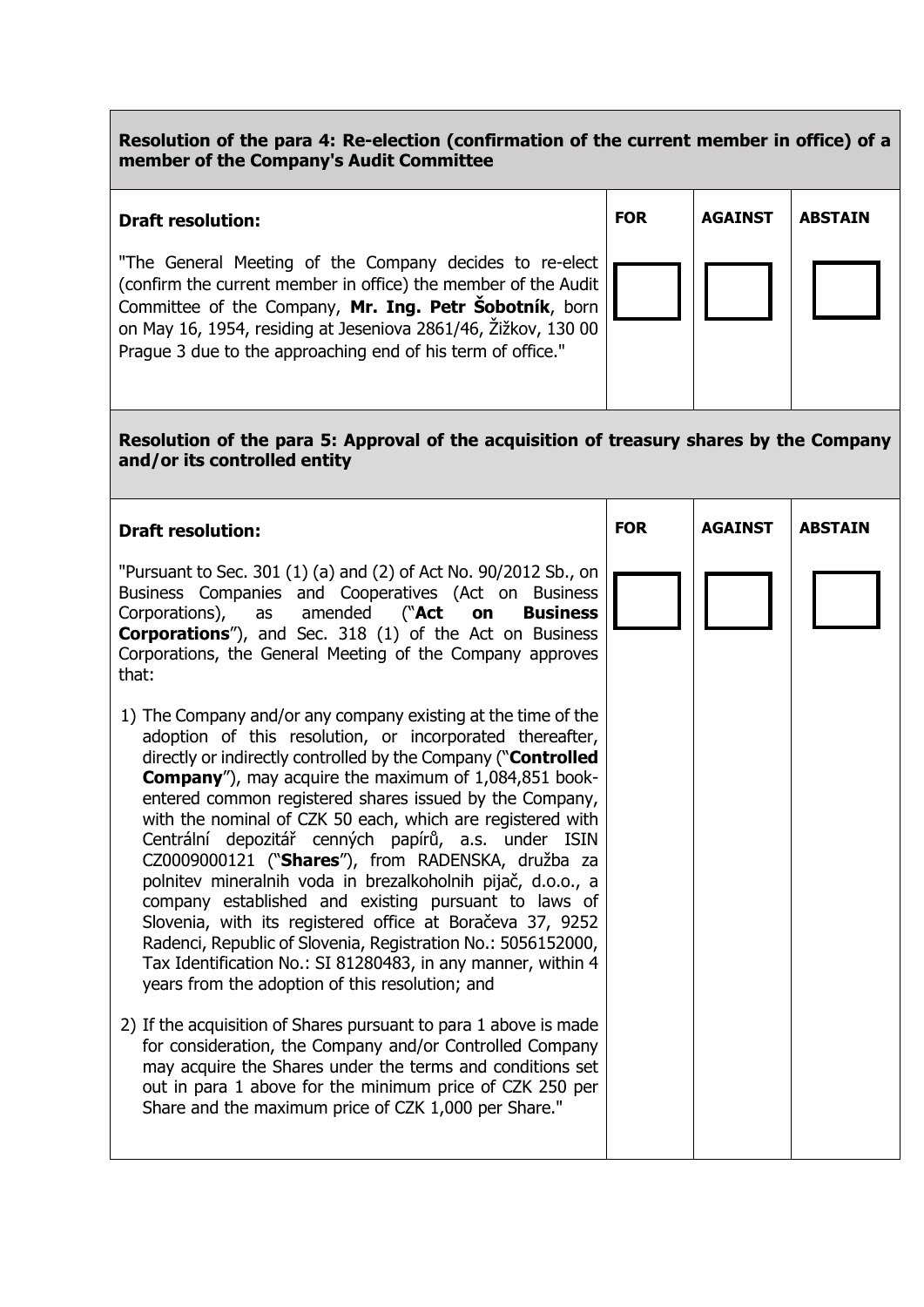**Resolution of the para 4: Re-election (confirmation of the current member in office) of a member of the Company's Audit Committee**

| Draft resolution: | FOR | AGAINST | ABSTAIN |
|---|---|---|---|
| "The General Meeting of the Company decides to re-elect (confirm the current member in office) the member of the Audit Committee of the Company, **Mr. Ing. Petr Šobotník**, born on May 16, 1954, residing at Jeseniova 2861/46, Žižkov, 130 00 Prague 3 due to the approaching end of his term of office." | ☐ | ☐ | ☐ |

**Resolution of the para 5: Approval of the acquisition of treasury shares by the Company and/or its controlled entity**

| Draft resolution: | FOR | AGAINST | ABSTAIN |
|---|---|---|---|
| "Pursuant to Sec. 301 (1) (a) and (2) of Act No. 90/2012 Sb., on Business Companies and Cooperatives (Act on Business Corporations), as amended ("**Act on Business Corporations**"), and Sec. 318 (1) of the Act on Business Corporations, the General Meeting of the Company approves that:<br><br>1) The Company and/or any company existing at the time of the adoption of this resolution, or incorporated thereafter, directly or indirectly controlled by the Company ("**Controlled Company**"), may acquire the maximum of 1,084,851 book-entered common registered shares issued by the Company, with the nominal of CZK 50 each, which are registered with Centrální depozitář cenných papírů, a.s. under ISIN CZ0009000121 ("**Shares**"), from RADENSKA, družba za polnitev mineralnih voda in brezalkoholnih pijač, d.o.o., a company established and existing pursuant to laws of Slovenia, with its registered office at Boračeva 37, 9252 Radenci, Republic of Slovenia, Registration No.: 5056152000, Tax Identification No.: SI 81280483, in any manner, within 4 years from the adoption of this resolution; and<br><br>2) If the acquisition of Shares pursuant to para 1 above is made for consideration, the Company and/or Controlled Company may acquire the Shares under the terms and conditions set out in para 1 above for the minimum price of CZK 250 per Share and the maximum price of CZK 1,000 per Share." | ☐ | ☐ | ☐ |